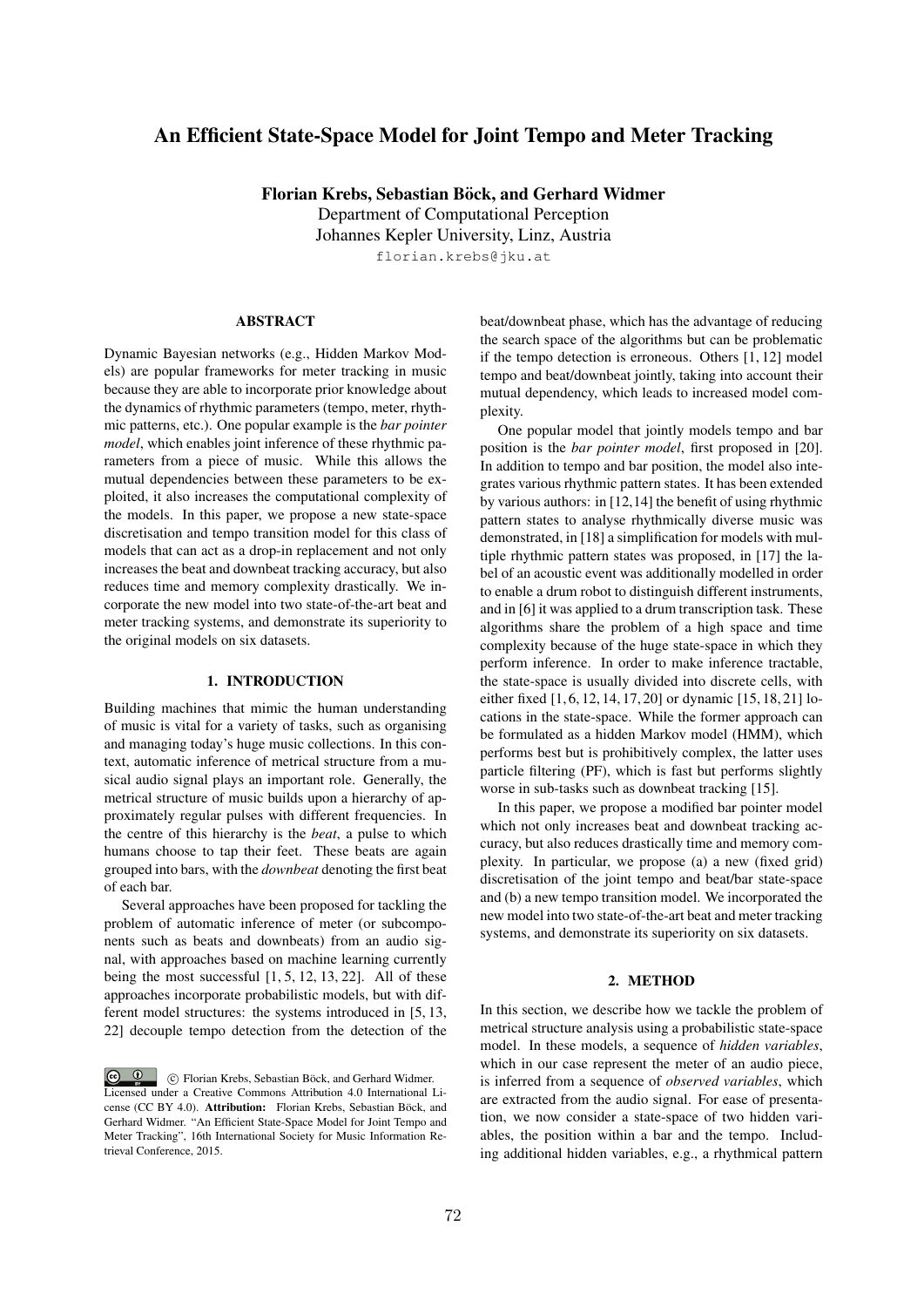# An Efficient State-Space Model for Joint Tempo and Meter Tracking

**Florian Krebs, Sebastian Böck, and Gerhard Widmer**
Department of Computational Perception
Johannes Kepler University, Linz, Austria
florian.krebs@jku.at

## ABSTRACT

Dynamic Bayesian networks (e.g., Hidden Markov Models) are popular frameworks for meter tracking in music because they are able to incorporate prior knowledge about the dynamics of rhythmic parameters (tempo, meter, rhythmic patterns, etc.). One popular example is the *bar pointer model*, which enables joint inference of these rhythmic parameters from a piece of music. While this allows the mutual dependencies between these parameters to be exploited, it also increases the computational complexity of the models. In this paper, we propose a new state-space discretisation and tempo transition model for this class of models that can act as a drop-in replacement and not only increases the beat and downbeat tracking accuracy, but also reduces time and memory complexity drastically. We incorporate the new model into two state-of-the-art beat and meter tracking systems, and demonstrate its superiority to the original models on six datasets.

## 1. INTRODUCTION

Building machines that mimic the human understanding of music is vital for a variety of tasks, such as organising and managing today's huge music collections. In this context, automatic inference of metrical structure from a musical audio signal plays an important role. Generally, the metrical structure of music builds upon a hierarchy of approximately regular pulses with different frequencies. In the centre of this hierarchy is the *beat*, a pulse to which humans choose to tap their feet. These beats are again grouped into bars, with the *downbeat* denoting the first beat of each bar.

Several approaches have been proposed for tackling the problem of automatic inference of meter (or subcomponents such as beats and downbeats) from an audio signal, with approaches based on machine learning currently being the most successful [1, 5, 12, 13, 22]. All of these approaches incorporate probabilistic models, but with different model structures: the systems introduced in [5, 13, 22] decouple tempo detection from the detection of the beat/downbeat phase, which has the advantage of reducing the search space of the algorithms but can be problematic if the tempo detection is erroneous. Others [1, 12] model tempo and beat/downbeat jointly, taking into account their mutual dependency, which leads to increased model complexity.

One popular model that jointly models tempo and bar position is the *bar pointer model*, first proposed in [20]. In addition to tempo and bar position, the model also integrates various rhythmic pattern states. It has been extended by various authors: in [12,14] the benefit of using rhythmic pattern states to analyse rhythmically diverse music was demonstrated, in [18] a simplification for models with multiple rhythmic pattern states was proposed, in [17] the label of an acoustic event was additionally modelled in order to enable a drum robot to distinguish different instruments, and in [6] it was applied to a drum transcription task. These algorithms share the problem of a high space and time complexity because of the huge state-space in which they perform inference. In order to make inference tractable, the state-space is usually divided into discrete cells, with either fixed [1, 6, 12, 14, 17, 20] or dynamic [15, 18, 21] locations in the state-space. While the former approach can be formulated as a hidden Markov model (HMM), which performs best but is prohibitively complex, the latter uses particle filtering (PF), which is fast but performs slightly worse in sub-tasks such as downbeat tracking [15].

In this paper, we propose a modified bar pointer model which not only increases beat and downbeat tracking accuracy, but also reduces drastically time and memory complexity. In particular, we propose (a) a new (fixed grid) discretisation of the joint tempo and beat/bar state-space and (b) a new tempo transition model. We incorporated the new model into two state-of-the-art beat and meter tracking systems, and demonstrate its superiority on six datasets.

## 2. METHOD

In this section, we describe how we tackle the problem of metrical structure analysis using a probabilistic state-space model. In these models, a sequence of *hidden variables*, which in our case represent the meter of an audio piece, is inferred from a sequence of *observed variables*, which are extracted from the audio signal. For ease of presentation, we now consider a state-space of two hidden variables, the position within a bar and the tempo. Including additional hidden variables, e.g., a rhythmical pattern

© Florian Krebs, Sebastian Böck, and Gerhard Widmer. Licensed under a Creative Commons Attribution 4.0 International License (CC BY 4.0). **Attribution:** Florian Krebs, Sebastian Böck, and Gerhard Widmer. "An Efficient State-Space Model for Joint Tempo and Meter Tracking", 16th International Society for Music Information Retrieval Conference, 2015.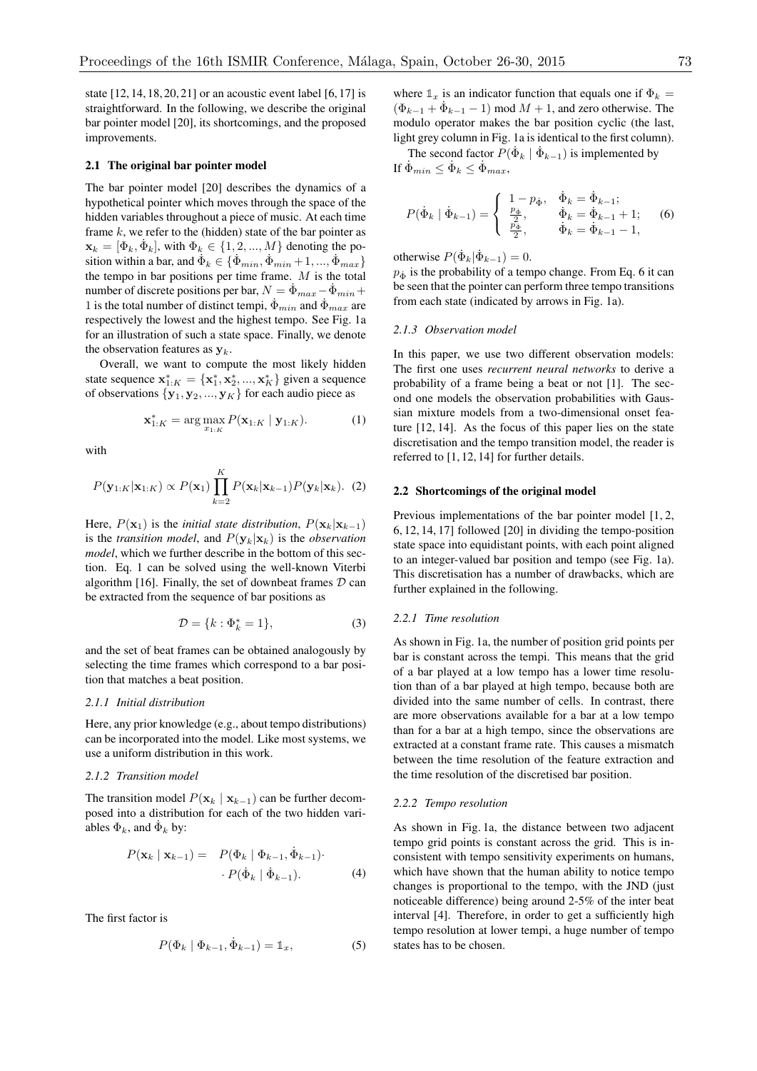state [12, 14, 18, 20, 21] or an acoustic event label [6, 17] is straightforward. In the following, we describe the original bar pointer model [20], its shortcomings, and the proposed improvements.

### 2.1 The original bar pointer model

The bar pointer model [20] describes the dynamics of a hypothetical pointer which moves through the space of the hidden variables throughout a piece of music. At each time frame $k$, we refer to the (hidden) state of the bar pointer as $\mathbf{x}_k = [\Phi_k, \dot{\Phi}_k]$, with $\Phi_k \in \{1, 2, ..., M\}$ denoting the position within a bar, and $\dot{\Phi}_k \in \{\dot{\Phi}_{min}, \dot{\Phi}_{min}+1, ..., \dot{\Phi}_{max}\}$ the tempo in bar positions per time frame. $M$ is the total number of discrete positions per bar, $N = \dot{\Phi}_{max} - \dot{\Phi}_{min} + 1$ is the total number of distinct tempi, $\dot{\Phi}_{min}$ and $\dot{\Phi}_{max}$ are respectively the lowest and the highest tempo. See Fig. 1a for an illustration of such a state space. Finally, we denote the observation features as $\mathbf{y}_k$.

Overall, we want to compute the most likely hidden state sequence $\mathbf{x}^*_{1:K} = \{\mathbf{x}^*_1, \mathbf{x}^*_2, ..., \mathbf{x}^*_K\}$ given a sequence of observations $\{\mathbf{y}_1, \mathbf{y}_2, ..., \mathbf{y}_K\}$ for each audio piece as

$$\mathbf{x}^*_{1:K} = \arg\max_{x_{1:K}} P(\mathbf{x}_{1:K} \mid \mathbf{y}_{1:K}). \tag{1}$$

with

$$P(\mathbf{y}_{1:K}|\mathbf{x}_{1:K}) \propto P(\mathbf{x}_1) \prod_{k=2}^{K} P(\mathbf{x}_k|\mathbf{x}_{k-1}) P(\mathbf{y}_k|\mathbf{x}_k). \tag{2}$$

Here, $P(\mathbf{x}_1)$ is the *initial state distribution*, $P(\mathbf{x}_k|\mathbf{x}_{k-1})$ is the *transition model*, and $P(\mathbf{y}_k|\mathbf{x}_k)$ is the *observation model*, which we further describe in the bottom of this section. Eq. 1 can be solved using the well-known Viterbi algorithm [16]. Finally, the set of downbeat frames $\mathcal{D}$ can be extracted from the sequence of bar positions as

$$\mathcal{D} = \{k : \Phi^*_k = 1\}, \tag{3}$$

and the set of beat frames can be obtained analogously by selecting the time frames which correspond to a bar position that matches a beat position.

#### 2.1.1 Initial distribution

Here, any prior knowledge (e.g., about tempo distributions) can be incorporated into the model. Like most systems, we use a uniform distribution in this work.

#### 2.1.2 Transition model

The transition model $P(\mathbf{x}_k \mid \mathbf{x}_{k-1})$ can be further decomposed into a distribution for each of the two hidden variables $\Phi_k$, and $\dot{\Phi}_k$ by:

$$P(\mathbf{x}_k \mid \mathbf{x}_{k-1}) = P(\Phi_k \mid \Phi_{k-1}, \dot{\Phi}_{k-1}) \cdot \cdot P(\dot{\Phi}_k \mid \dot{\Phi}_{k-1}). \tag{4}$$

The first factor is

$$P(\Phi_k \mid \Phi_{k-1}, \dot{\Phi}_{k-1}) = \mathbb{1}_x, \tag{5}$$

where $\mathbb{1}_x$ is an indicator function that equals one if $\Phi_k = (\Phi_{k-1} + \dot{\Phi}_{k-1} - 1) \bmod M + 1$, and zero otherwise. The modulo operator makes the bar position cyclic (the last, light grey column in Fig. 1a is identical to the first column).

The second factor $P(\dot{\Phi}_k \mid \dot{\Phi}_{k-1})$ is implemented by If $\dot{\Phi}_{min} \leq \dot{\Phi}_k \leq \dot{\Phi}_{max}$,

$$P(\dot{\Phi}_k \mid \dot{\Phi}_{k-1}) = \begin{cases} 1 - p_{\dot{\Phi}}, & \dot{\Phi}_k = \dot{\Phi}_{k-1}; \\ \frac{p_{\dot{\Phi}}}{2}, & \dot{\Phi}_k = \dot{\Phi}_{k-1} + 1; \\ \frac{p_{\dot{\Phi}}}{2}, & \dot{\Phi}_k = \dot{\Phi}_{k-1} - 1, \end{cases} \tag{6}$$

otherwise $P(\dot{\Phi}_k|\dot{\Phi}_{k-1}) = 0$.

$p_{\dot{\Phi}}$ is the probability of a tempo change. From Eq. 6 it can be seen that the pointer can perform three tempo transitions from each state (indicated by arrows in Fig. 1a).

#### 2.1.3 Observation model

In this paper, we use two different observation models: The first one uses *recurrent neural networks* to derive a probability of a frame being a beat or not [1]. The second one models the observation probabilities with Gaussian mixture models from a two-dimensional onset feature [12, 14]. As the focus of this paper lies on the state discretisation and the tempo transition model, the reader is referred to [1, 12, 14] for further details.

### 2.2 Shortcomings of the original model

Previous implementations of the bar pointer model [1, 2, 6, 12, 14, 17] followed [20] in dividing the tempo-position state space into equidistant points, with each point aligned to an integer-valued bar position and tempo (see Fig. 1a). This discretisation has a number of drawbacks, which are further explained in the following.

#### 2.2.1 Time resolution

As shown in Fig. 1a, the number of position grid points per bar is constant across the tempi. This means that the grid of a bar played at a low tempo has a lower time resolution than of a bar played at high tempo, because both are divided into the same number of cells. In contrast, there are more observations available for a bar at a low tempo than for a bar at a high tempo, since the observations are extracted at a constant frame rate. This causes a mismatch between the time resolution of the feature extraction and the time resolution of the discretised bar position.

#### 2.2.2 Tempo resolution

As shown in Fig. 1a, the distance between two adjacent tempo grid points is constant across the grid. This is inconsistent with tempo sensitivity experiments on humans, which have shown that the human ability to notice tempo changes is proportional to the tempo, with the JND (just noticeable difference) being around 2-5% of the inter beat interval [4]. Therefore, in order to get a sufficiently high tempo resolution at lower tempi, a huge number of tempo states has to be chosen.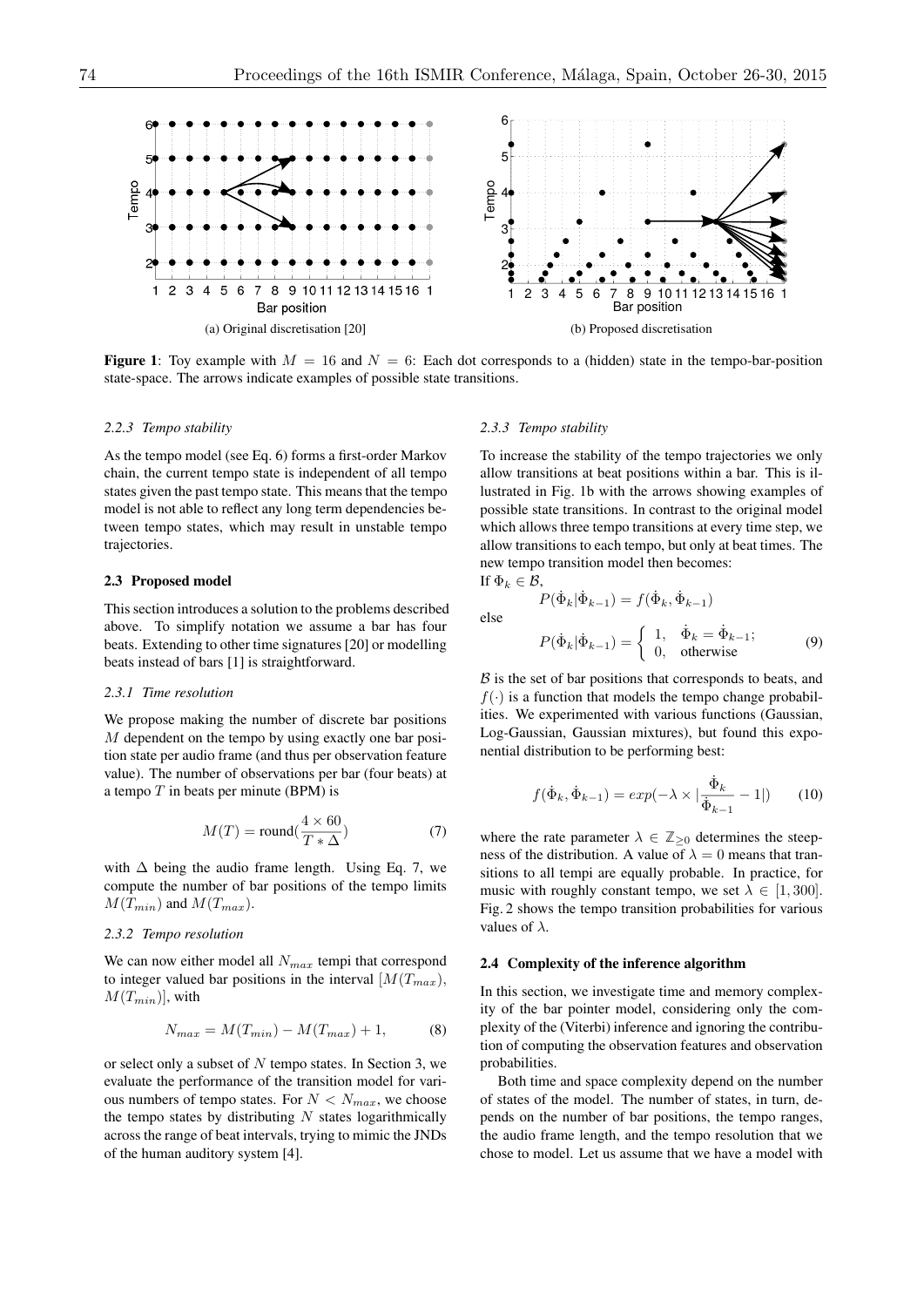**Figure 1**: Toy example with $M = 16$ and $N = 6$: Each dot corresponds to a (hidden) state in the tempo-bar-position state-space. The arrows indicate examples of possible state transitions.

(a) Original discretisation [20]

(b) Proposed discretisation

#### 2.2.3 Tempo stability

As the tempo model (see Eq. 6) forms a first-order Markov chain, the current tempo state is independent of all tempo states given the past tempo state. This means that the tempo model is not able to reflect any long term dependencies between tempo states, which may result in unstable tempo trajectories.

### 2.3 Proposed model

This section introduces a solution to the problems described above. To simplify notation we assume a bar has four beats. Extending to other time signatures [20] or modelling beats instead of bars [1] is straightforward.

#### 2.3.1 Time resolution

We propose making the number of discrete bar positions $M$ dependent on the tempo by using exactly one bar position state per audio frame (and thus per observation feature value). The number of observations per bar (four beats) at a tempo $T$ in beats per minute (BPM) is

$$M(T) = \text{round}(\frac{4 \times 60}{T * \Delta}) \tag{7}$$

with $\Delta$ being the audio frame length. Using Eq. 7, we compute the number of bar positions of the tempo limits $M(T_{min})$ and $M(T_{max})$.

#### 2.3.2 Tempo resolution

We can now either model all $N_{max}$ tempi that correspond to integer valued bar positions in the interval $[M(T_{max}), M(T_{min})]$, with

$$N_{max} = M(T_{min}) - M(T_{max}) + 1, \tag{8}$$

or select only a subset of $N$ tempo states. In Section 3, we evaluate the performance of the transition model for various numbers of tempo states. For $N < N_{max}$, we choose the tempo states by distributing $N$ states logarithmically across the range of beat intervals, trying to mimic the JNDs of the human auditory system [4].

#### 2.3.3 Tempo stability

To increase the stability of the tempo trajectories we only allow transitions at beat positions within a bar. This is illustrated in Fig. 1b with the arrows showing examples of possible state transitions. In contrast to the original model which allows three tempo transitions at every time step, we allow transitions to each tempo, but only at beat times. The new tempo transition model then becomes:

If $\Phi_k \in \mathcal{B}$,

$$P(\dot{\Phi}_k | \dot{\Phi}_{k-1}) = f(\dot{\Phi}_k, \dot{\Phi}_{k-1})$$

else

$$P(\dot{\Phi}_k | \dot{\Phi}_{k-1}) = \begin{cases} 1, & \dot{\Phi}_k = \dot{\Phi}_{k-1}; \\ 0, & \text{otherwise} \end{cases} \tag{9}$$

$\mathcal{B}$ is the set of bar positions that corresponds to beats, and $f(\cdot)$ is a function that models the tempo change probabilities. We experimented with various functions (Gaussian, Log-Gaussian, Gaussian mixtures), but found this exponential distribution to be performing best:

$$f(\dot{\Phi}_k, \dot{\Phi}_{k-1}) = exp(-\lambda \times |\frac{\dot{\Phi}_k}{\dot{\Phi}_{k-1}} - 1|) \tag{10}$$

where the rate parameter $\lambda \in \mathbb{Z}_{\geq 0}$ determines the steepness of the distribution. A value of $\lambda = 0$ means that transitions to all tempi are equally probable. In practice, for music with roughly constant tempo, we set $\lambda \in [1, 300]$. Fig. 2 shows the tempo transition probabilities for various values of $\lambda$.

### 2.4 Complexity of the inference algorithm

In this section, we investigate time and memory complexity of the bar pointer model, considering only the complexity of the (Viterbi) inference and ignoring the contribution of computing the observation features and observation probabilities.

Both time and space complexity depend on the number of states of the model. The number of states, in turn, depends on the number of bar positions, the tempo ranges, the audio frame length, and the tempo resolution that we chose to model. Let us assume that we have a model with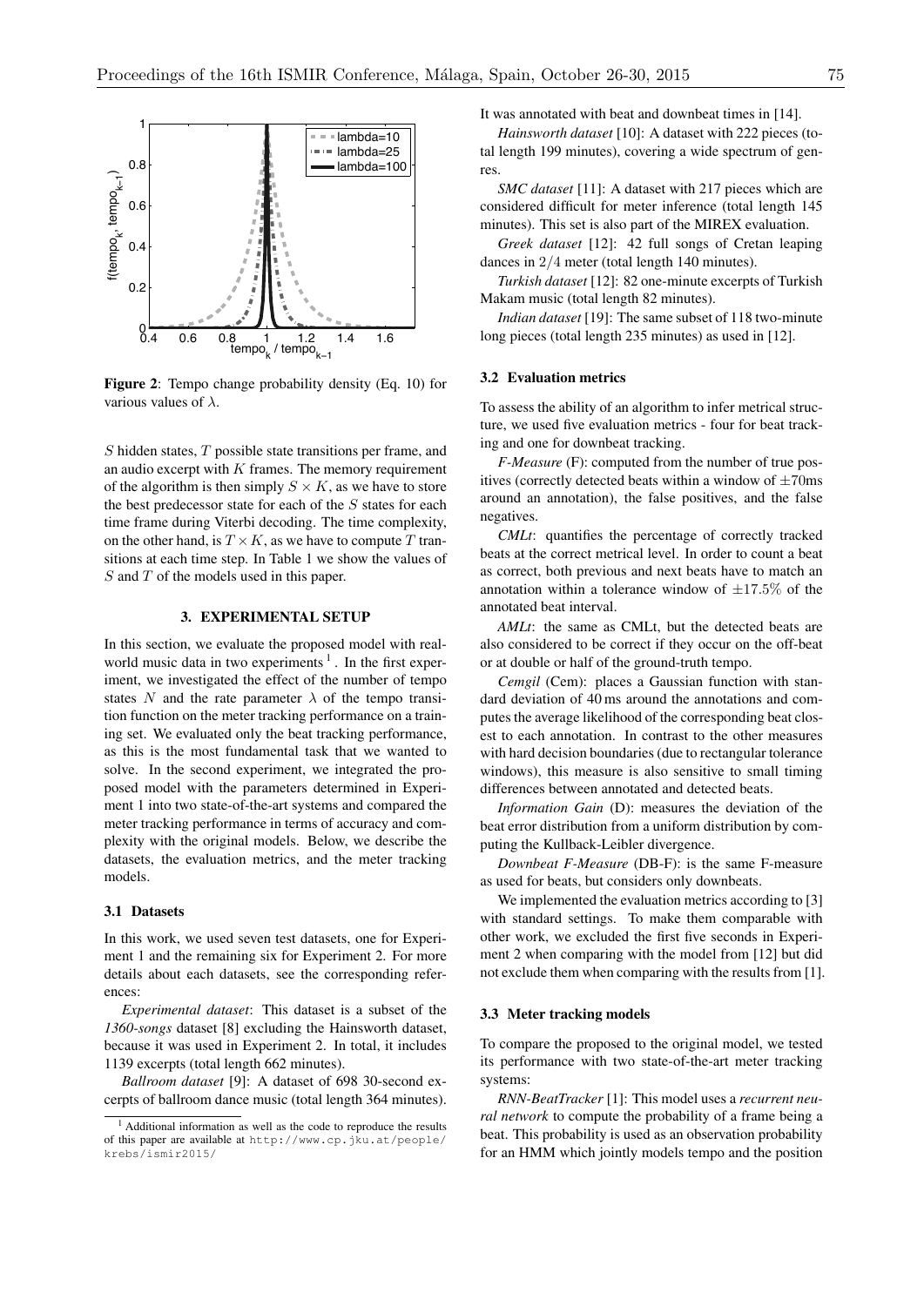Figure 2: Tempo change probability density (Eq. 10) for various values of $\lambda$.

$S$ hidden states, $T$ possible state transitions per frame, and an audio excerpt with $K$ frames. The memory requirement of the algorithm is then simply $S \times K$, as we have to store the best predecessor state for each of the $S$ states for each time frame during Viterbi decoding. The time complexity, on the other hand, is $T \times K$, as we have to compute $T$ transitions at each time step. In Table 1 we show the values of $S$ and $T$ of the models used in this paper.

## 3. EXPERIMENTAL SETUP

In this section, we evaluate the proposed model with real-world music data in two experiments [1]. In the first experiment, we investigated the effect of the number of tempo states $N$ and the rate parameter $\lambda$ of the tempo transition function on the meter tracking performance on a training set. We evaluated only the beat tracking performance, as this is the most fundamental task that we wanted to solve. In the second experiment, we integrated the proposed model with the parameters determined in Experiment 1 into two state-of-the-art systems and compared the meter tracking performance in terms of accuracy and complexity with the original models. Below, we describe the datasets, the evaluation metrics, and the meter tracking models.

### 3.1 Datasets

In this work, we used seven test datasets, one for Experiment 1 and the remaining six for Experiment 2. For more details about each datasets, see the corresponding references:

*Experimental dataset*: This dataset is a subset of the *1360-songs* dataset [8] excluding the Hainsworth dataset, because it was used in Experiment 2. In total, it includes 1139 excerpts (total length 662 minutes).

*Ballroom dataset* [9]: A dataset of 698 30-second excerpts of ballroom dance music (total length 364 minutes). It was annotated with beat and downbeat times in [14].

*Hainsworth dataset* [10]: A dataset with 222 pieces (total length 199 minutes), covering a wide spectrum of genres.

*SMC dataset* [11]: A dataset with 217 pieces which are considered difficult for meter inference (total length 145 minutes). This set is also part of the MIREX evaluation.

*Greek dataset* [12]: 42 full songs of Cretan leaping dances in $2/4$ meter (total length 140 minutes).

*Turkish dataset* [12]: 82 one-minute excerpts of Turkish Makam music (total length 82 minutes).

*Indian dataset* [19]: The same subset of 118 two-minute long pieces (total length 235 minutes) as used in [12].

### 3.2 Evaluation metrics

To assess the ability of an algorithm to infer metrical structure, we used five evaluation metrics - four for beat tracking and one for downbeat tracking.

*F-Measure* (F): computed from the number of true positives (correctly detected beats within a window of $\pm$70ms around an annotation), the false positives, and the false negatives.

*CMLt*: quantifies the percentage of correctly tracked beats at the correct metrical level. In order to count a beat as correct, both previous and next beats have to match an annotation within a tolerance window of $\pm 17.5\%$ of the annotated beat interval.

*AMLt*: the same as CMLt, but the detected beats are also considered to be correct if they occur on the off-beat or at double or half of the ground-truth tempo.

*Cemgil* (Cem): places a Gaussian function with standard deviation of 40 ms around the annotations and computes the average likelihood of the corresponding beat closest to each annotation. In contrast to the other measures with hard decision boundaries (due to rectangular tolerance windows), this measure is also sensitive to small timing differences between annotated and detected beats.

*Information Gain* (D): measures the deviation of the beat error distribution from a uniform distribution by computing the Kullback-Leibler divergence.

*Downbeat F-Measure* (DB-F): is the same F-measure as used for beats, but considers only downbeats.

We implemented the evaluation metrics according to [3] with standard settings. To make them comparable with other work, we excluded the first five seconds in Experiment 2 when comparing with the model from [12] but did not exclude them when comparing with the results from [1].

### 3.3 Meter tracking models

To compare the proposed to the original model, we tested its performance with two state-of-the-art meter tracking systems:

*RNN-BeatTracker* [1]: This model uses a *recurrent neural network* to compute the probability of a frame being a beat. This probability is used as an observation probability for an HMM which jointly models tempo and the position

[1] Additional information as well as the code to reproduce the results of this paper are available at http://www.cp.jku.at/people/krebs/ismir2015/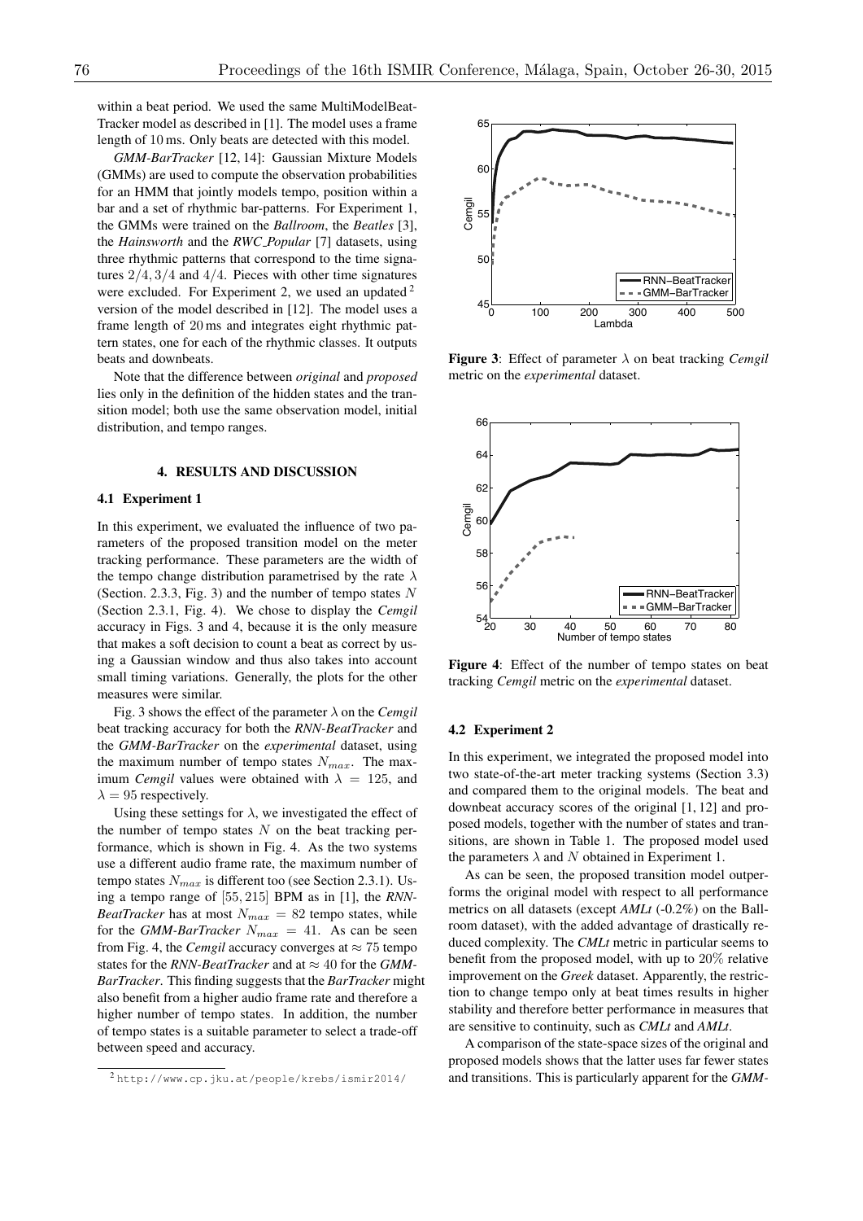within a beat period. We used the same MultiModelBeatTracker model as described in [1]. The model uses a frame length of 10 ms. Only beats are detected with this model.

*GMM-BarTracker* [12, 14]: Gaussian Mixture Models (GMMs) are used to compute the observation probabilities for an HMM that jointly models tempo, position within a bar and a set of rhythmic bar-patterns. For Experiment 1, the GMMs were trained on the *Ballroom*, the *Beatles* [3], the *Hainsworth* and the *RWC_Popular* [7] datasets, using three rhythmic patterns that correspond to the time signatures $2/4, 3/4$ and $4/4$. Pieces with other time signatures were excluded. For Experiment 2, we used an updated [2] version of the model described in [12]. The model uses a frame length of 20 ms and integrates eight rhythmic pattern states, one for each of the rhythmic classes. It outputs beats and downbeats.

Note that the difference between *original* and *proposed* lies only in the definition of the hidden states and the transition model; both use the same observation model, initial distribution, and tempo ranges.

## 4. RESULTS AND DISCUSSION

### 4.1 Experiment 1

In this experiment, we evaluated the influence of two parameters of the proposed transition model on the meter tracking performance. These parameters are the width of the tempo change distribution parametrised by the rate $\lambda$ (Section. 2.3.3, Fig. 3) and the number of tempo states $N$ (Section 2.3.1, Fig. 4). We chose to display the *Cemgil* accuracy in Figs. 3 and 4, because it is the only measure that makes a soft decision to count a beat as correct by using a Gaussian window and thus also takes into account small timing variations. Generally, the plots for the other measures were similar.

Fig. 3 shows the effect of the parameter $\lambda$ on the *Cemgil* beat tracking accuracy for both the *RNN-BeatTracker* and the *GMM-BarTracker* on the *experimental* dataset, using the maximum number of tempo states $N_{max}$. The maximum *Cemgil* values were obtained with $\lambda = 125$, and $\lambda = 95$ respectively.

Using these settings for $\lambda$, we investigated the effect of the number of tempo states $N$ on the beat tracking performance, which is shown in Fig. 4. As the two systems use a different audio frame rate, the maximum number of tempo states $N_{max}$ is different too (see Section 2.3.1). Using a tempo range of $[55, 215]$ BPM as in [1], the *RNN-BeatTracker* has at most $N_{max} = 82$ tempo states, while for the *GMM-BarTracker* $N_{max} = 41$. As can be seen from Fig. 4, the *Cemgil* accuracy converges at $\approx 75$ tempo states for the *RNN-BeatTracker* and at $\approx 40$ for the *GMM-BarTracker*. This finding suggests that the *BarTracker* might also benefit from a higher audio frame rate and therefore a higher number of tempo states. In addition, the number of tempo states is a suitable parameter to select a trade-off between speed and accuracy.

[2] http://www.cp.jku.at/people/krebs/ismir2014/

**Figure 3**: Effect of parameter $\lambda$ on beat tracking *Cemgil* metric on the *experimental* dataset.

**Figure 4**: Effect of the number of tempo states on beat tracking *Cemgil* metric on the *experimental* dataset.

### 4.2 Experiment 2

In this experiment, we integrated the proposed model into two state-of-the-art meter tracking systems (Section 3.3) and compared them to the original models. The beat and downbeat accuracy scores of the original [1, 12] and proposed models, together with the number of states and transitions, are shown in Table 1. The proposed model used the parameters $\lambda$ and $N$ obtained in Experiment 1.

As can be seen, the proposed transition model outperforms the original model with respect to all performance metrics on all datasets (except *AMLt* (-0.2%) on the Ballroom dataset), with the added advantage of drastically reduced complexity. The *CMLt* metric in particular seems to benefit from the proposed model, with up to 20% relative improvement on the *Greek* dataset. Apparently, the restriction to change tempo only at beat times results in higher stability and therefore better performance in measures that are sensitive to continuity, such as *CMLt* and *AMLt*.

A comparison of the state-space sizes of the original and proposed models shows that the latter uses far fewer states and transitions. This is particularly apparent for the *GMM-*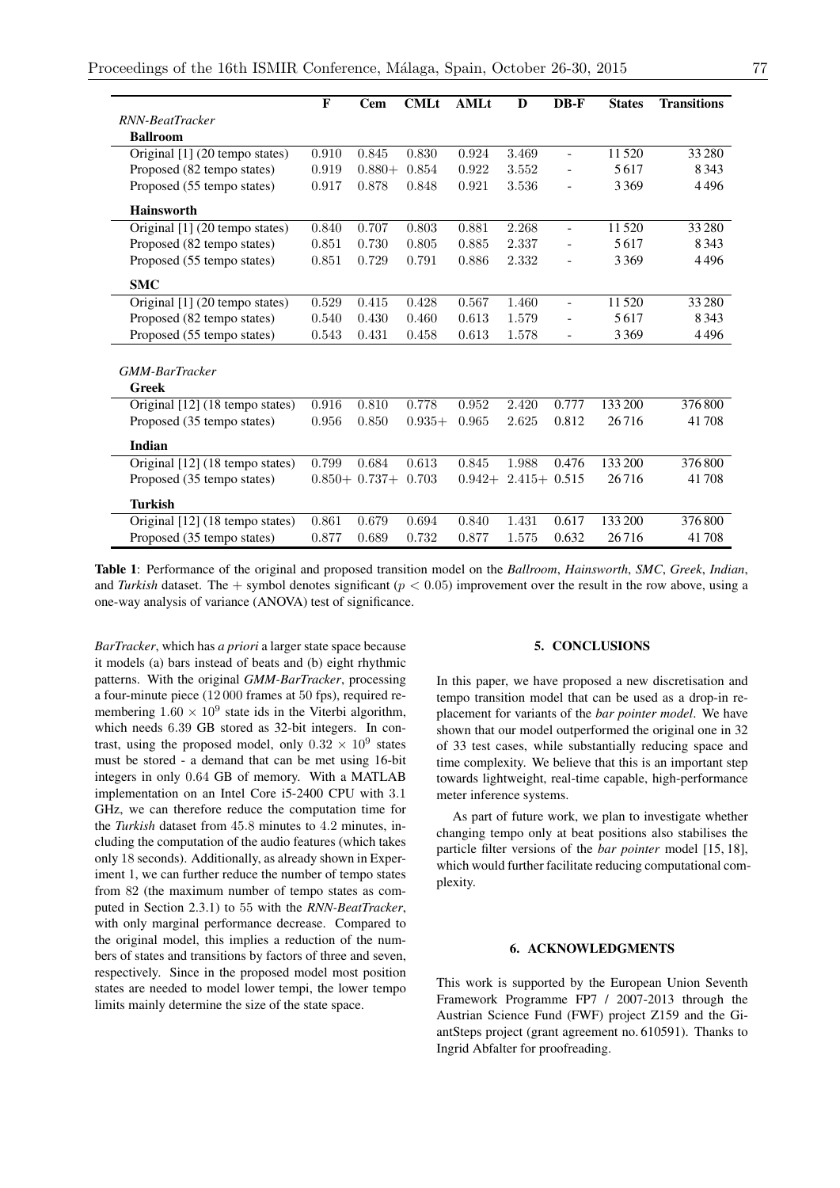| | F | Cem | CMLt | AMLt | D | DB-F | States | Transitions |
|---|---|---|---|---|---|---|---|---|
| *RNN-BeatTracker* | | | | | | | | |
| **Ballroom** | | | | | | | | |
| Original [1] (20 tempo states) | 0.910 | 0.845 | 0.830 | 0.924 | 3.469 | - | 11 520 | 33 280 |
| Proposed (82 tempo states) | 0.919 | 0.880+ | 0.854 | 0.922 | 3.552 | - | 5617 | 8343 |
| Proposed (55 tempo states) | 0.917 | 0.878 | 0.848 | 0.921 | 3.536 | - | 3369 | 4496 |
| **Hainsworth** | | | | | | | | |
| Original [1] (20 tempo states) | 0.840 | 0.707 | 0.803 | 0.881 | 2.268 | - | 11 520 | 33 280 |
| Proposed (82 tempo states) | 0.851 | 0.730 | 0.805 | 0.885 | 2.337 | - | 5617 | 8343 |
| Proposed (55 tempo states) | 0.851 | 0.729 | 0.791 | 0.886 | 2.332 | - | 3369 | 4496 |
| **SMC** | | | | | | | | |
| Original [1] (20 tempo states) | 0.529 | 0.415 | 0.428 | 0.567 | 1.460 | - | 11 520 | 33 280 |
| Proposed (82 tempo states) | 0.540 | 0.430 | 0.460 | 0.613 | 1.579 | - | 5617 | 8343 |
| Proposed (55 tempo states) | 0.543 | 0.431 | 0.458 | 0.613 | 1.578 | - | 3369 | 4496 |
| *GMM-BarTracker* | | | | | | | | |
| **Greek** | | | | | | | | |
| Original [12] (18 tempo states) | 0.916 | 0.810 | 0.778 | 0.952 | 2.420 | 0.777 | 133 200 | 376 800 |
| Proposed (35 tempo states) | 0.956 | 0.850 | 0.935+ | 0.965 | 2.625 | 0.812 | 26 716 | 41 708 |
| **Indian** | | | | | | | | |
| Original [12] (18 tempo states) | 0.799 | 0.684 | 0.613 | 0.845 | 1.988 | 0.476 | 133 200 | 376 800 |
| Proposed (35 tempo states) | 0.850+ | 0.737+ | 0.703 | 0.942+ | 2.415+ | 0.515 | 26 716 | 41 708 |
| **Turkish** | | | | | | | | |
| Original [12] (18 tempo states) | 0.861 | 0.679 | 0.694 | 0.840 | 1.431 | 0.617 | 133 200 | 376 800 |
| Proposed (35 tempo states) | 0.877 | 0.689 | 0.732 | 0.877 | 1.575 | 0.632 | 26 716 | 41 708 |

**Table 1**: Performance of the original and proposed transition model on the *Ballroom*, *Hainsworth*, *SMC*, *Greek*, *Indian*, and *Turkish* dataset. The + symbol denotes significant ($p < 0.05$) improvement over the result in the row above, using a one-way analysis of variance (ANOVA) test of significance.

*BarTracker*, which has *a priori* a larger state space because it models (a) bars instead of beats and (b) eight rhythmic patterns. With the original *GMM-BarTracker*, processing a four-minute piece (12 000 frames at 50 fps), required remembering $1.60 \times 10^9$ state ids in the Viterbi algorithm, which needs 6.39 GB stored as 32-bit integers. In contrast, using the proposed model, only $0.32 \times 10^9$ states must be stored - a demand that can be met using 16-bit integers in only 0.64 GB of memory. With a MATLAB implementation on an Intel Core i5-2400 CPU with 3.1 GHz, we can therefore reduce the computation time for the *Turkish* dataset from 45.8 minutes to 4.2 minutes, including the computation of the audio features (which takes only 18 seconds). Additionally, as already shown in Experiment 1, we can further reduce the number of tempo states from 82 (the maximum number of tempo states as computed in Section 2.3.1) to 55 with the *RNN-BeatTracker*, with only marginal performance decrease. Compared to the original model, this implies a reduction of the numbers of states and transitions by factors of three and seven, respectively. Since in the proposed model most position states are needed to model lower tempi, the lower tempo limits mainly determine the size of the state space.

## 5. CONCLUSIONS

In this paper, we have proposed a new discretisation and tempo transition model that can be used as a drop-in replacement for variants of the *bar pointer model*. We have shown that our model outperformed the original one in 32 of 33 test cases, while substantially reducing space and time complexity. We believe that this is an important step towards lightweight, real-time capable, high-performance meter inference systems.

As part of future work, we plan to investigate whether changing tempo only at beat positions also stabilises the particle filter versions of the *bar pointer* model [15, 18], which would further facilitate reducing computational complexity.

## 6. ACKNOWLEDGMENTS

This work is supported by the European Union Seventh Framework Programme FP7 / 2007-2013 through the Austrian Science Fund (FWF) project Z159 and the GiantSteps project (grant agreement no. 610591). Thanks to Ingrid Abfalter for proofreading.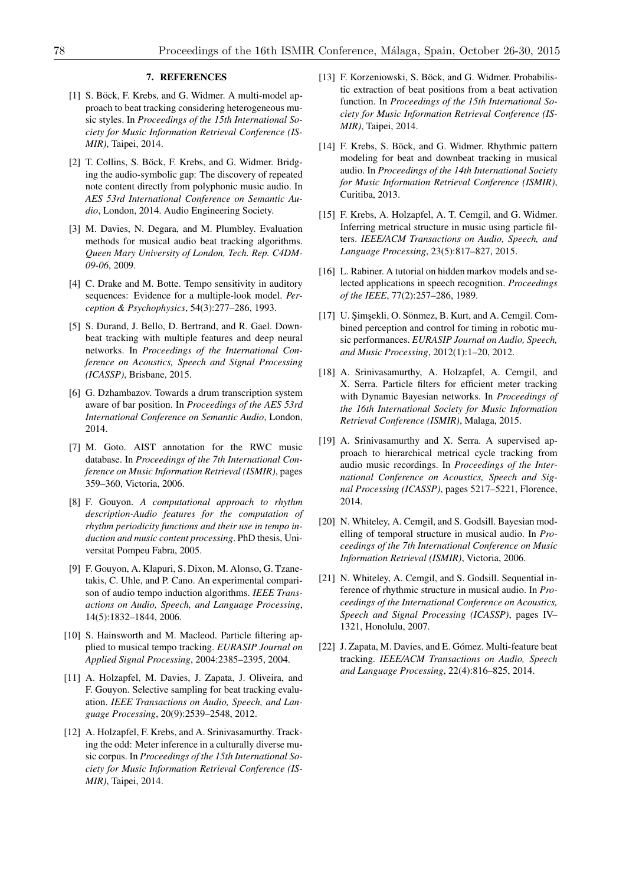## 7. REFERENCES

[1] S. Böck, F. Krebs, and G. Widmer. A multi-model approach to beat tracking considering heterogeneous music styles. In *Proceedings of the 15th International Society for Music Information Retrieval Conference (ISMIR)*, Taipei, 2014.

[2] T. Collins, S. Böck, F. Krebs, and G. Widmer. Bridging the audio-symbolic gap: The discovery of repeated note content directly from polyphonic music audio. In *AES 53rd International Conference on Semantic Audio*, London, 2014. Audio Engineering Society.

[3] M. Davies, N. Degara, and M. Plumbley. Evaluation methods for musical audio beat tracking algorithms. *Queen Mary University of London, Tech. Rep. C4DM-09-06*, 2009.

[4] C. Drake and M. Botte. Tempo sensitivity in auditory sequences: Evidence for a multiple-look model. *Perception & Psychophysics*, 54(3):277–286, 1993.

[5] S. Durand, J. Bello, D. Bertrand, and R. Gael. Downbeat tracking with multiple features and deep neural networks. In *Proceedings of the International Conference on Acoustics, Speech and Signal Processing (ICASSP)*, Brisbane, 2015.

[6] G. Dzhambazov. Towards a drum transcription system aware of bar position. In *Proceedings of the AES 53rd International Conference on Semantic Audio*, London, 2014.

[7] M. Goto. AIST annotation for the RWC music database. In *Proceedings of the 7th International Conference on Music Information Retrieval (ISMIR)*, pages 359–360, Victoria, 2006.

[8] F. Gouyon. *A computational approach to rhythm description-Audio features for the computation of rhythm periodicity functions and their use in tempo induction and music content processing*. PhD thesis, Universitat Pompeu Fabra, 2005.

[9] F. Gouyon, A. Klapuri, S. Dixon, M. Alonso, G. Tzanetakis, C. Uhle, and P. Cano. An experimental comparison of audio tempo induction algorithms. *IEEE Transactions on Audio, Speech, and Language Processing*, 14(5):1832–1844, 2006.

[10] S. Hainsworth and M. Macleod. Particle filtering applied to musical tempo tracking. *EURASIP Journal on Applied Signal Processing*, 2004:2385–2395, 2004.

[11] A. Holzapfel, M. Davies, J. Zapata, J. Oliveira, and F. Gouyon. Selective sampling for beat tracking evaluation. *IEEE Transactions on Audio, Speech, and Language Processing*, 20(9):2539–2548, 2012.

[12] A. Holzapfel, F. Krebs, and A. Srinivasamurthy. Tracking the odd: Meter inference in a culturally diverse music corpus. In *Proceedings of the 15th International Society for Music Information Retrieval Conference (ISMIR)*, Taipei, 2014.

[13] F. Korzeniowski, S. Böck, and G. Widmer. Probabilistic extraction of beat positions from a beat activation function. In *Proceedings of the 15th International Society for Music Information Retrieval Conference (ISMIR)*, Taipei, 2014.

[14] F. Krebs, S. Böck, and G. Widmer. Rhythmic pattern modeling for beat and downbeat tracking in musical audio. In *Proceedings of the 14th International Society for Music Information Retrieval Conference (ISMIR)*, Curitiba, 2013.

[15] F. Krebs, A. Holzapfel, A. T. Cemgil, and G. Widmer. Inferring metrical structure in music using particle filters. *IEEE/ACM Transactions on Audio, Speech, and Language Processing*, 23(5):817–827, 2015.

[16] L. Rabiner. A tutorial on hidden markov models and selected applications in speech recognition. *Proceedings of the IEEE*, 77(2):257–286, 1989.

[17] U. Şimşekli, O. Sönmez, B. Kurt, and A. Cemgil. Combined perception and control for timing in robotic music performances. *EURASIP Journal on Audio, Speech, and Music Processing*, 2012(1):1–20, 2012.

[18] A. Srinivasamurthy, A. Holzapfel, A. Cemgil, and X. Serra. Particle filters for efficient meter tracking with Dynamic Bayesian networks. In *Proceedings of the 16th International Society for Music Information Retrieval Conference (ISMIR)*, Malaga, 2015.

[19] A. Srinivasamurthy and X. Serra. A supervised approach to hierarchical metrical cycle tracking from audio music recordings. In *Proceedings of the International Conference on Acoustics, Speech and Signal Processing (ICASSP)*, pages 5217–5221, Florence, 2014.

[20] N. Whiteley, A. Cemgil, and S. Godsill. Bayesian modelling of temporal structure in musical audio. In *Proceedings of the 7th International Conference on Music Information Retrieval (ISMIR)*, Victoria, 2006.

[21] N. Whiteley, A. Cemgil, and S. Godsill. Sequential inference of rhythmic structure in musical audio. In *Proceedings of the International Conference on Acoustics, Speech and Signal Processing (ICASSP)*, pages IV–1321, Honolulu, 2007.

[22] J. Zapata, M. Davies, and E. Gómez. Multi-feature beat tracking. *IEEE/ACM Transactions on Audio, Speech and Language Processing*, 22(4):816–825, 2014.